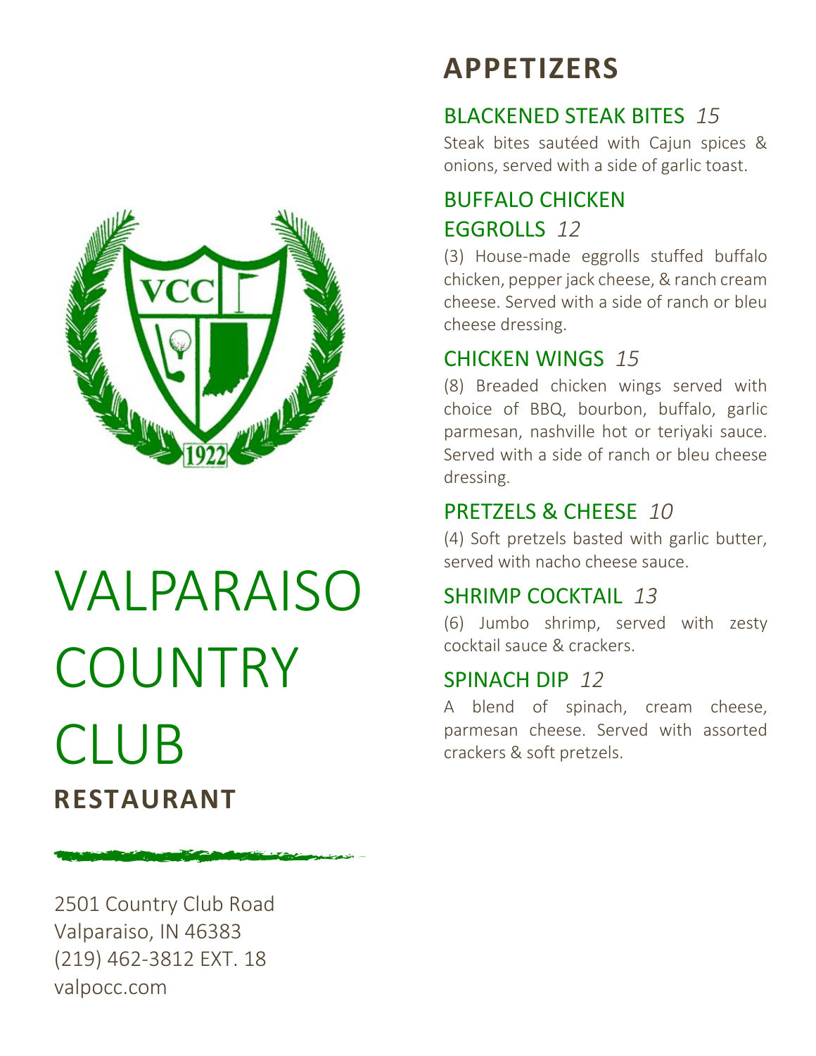# VALPARAISO COUNTRY CLUB

**RESTAURANT**

2501 Country Club Road
Valparaiso, IN 46383
(219) 462-3812 EXT. 18
valpocc.com

## APPETIZERS

### BLACKENED STEAK BITES *15*

Steak bites sautéed with Cajun spices & onions, served with a side of garlic toast.

### BUFFALO CHICKEN EGGROLLS *12*

(3) House-made eggrolls stuffed buffalo chicken, pepper jack cheese, & ranch cream cheese. Served with a side of ranch or bleu cheese dressing.

### CHICKEN WINGS *15*

(8) Breaded chicken wings served with choice of BBQ, bourbon, buffalo, garlic parmesan, nashville hot or teriyaki sauce. Served with a side of ranch or bleu cheese dressing.

### PRETZELS & CHEESE *10*

(4) Soft pretzels basted with garlic butter, served with nacho cheese sauce.

### SHRIMP COCKTAIL *13*

(6) Jumbo shrimp, served with zesty cocktail sauce & crackers.

### SPINACH DIP *12*

A blend of spinach, cream cheese, parmesan cheese. Served with assorted crackers & soft pretzels.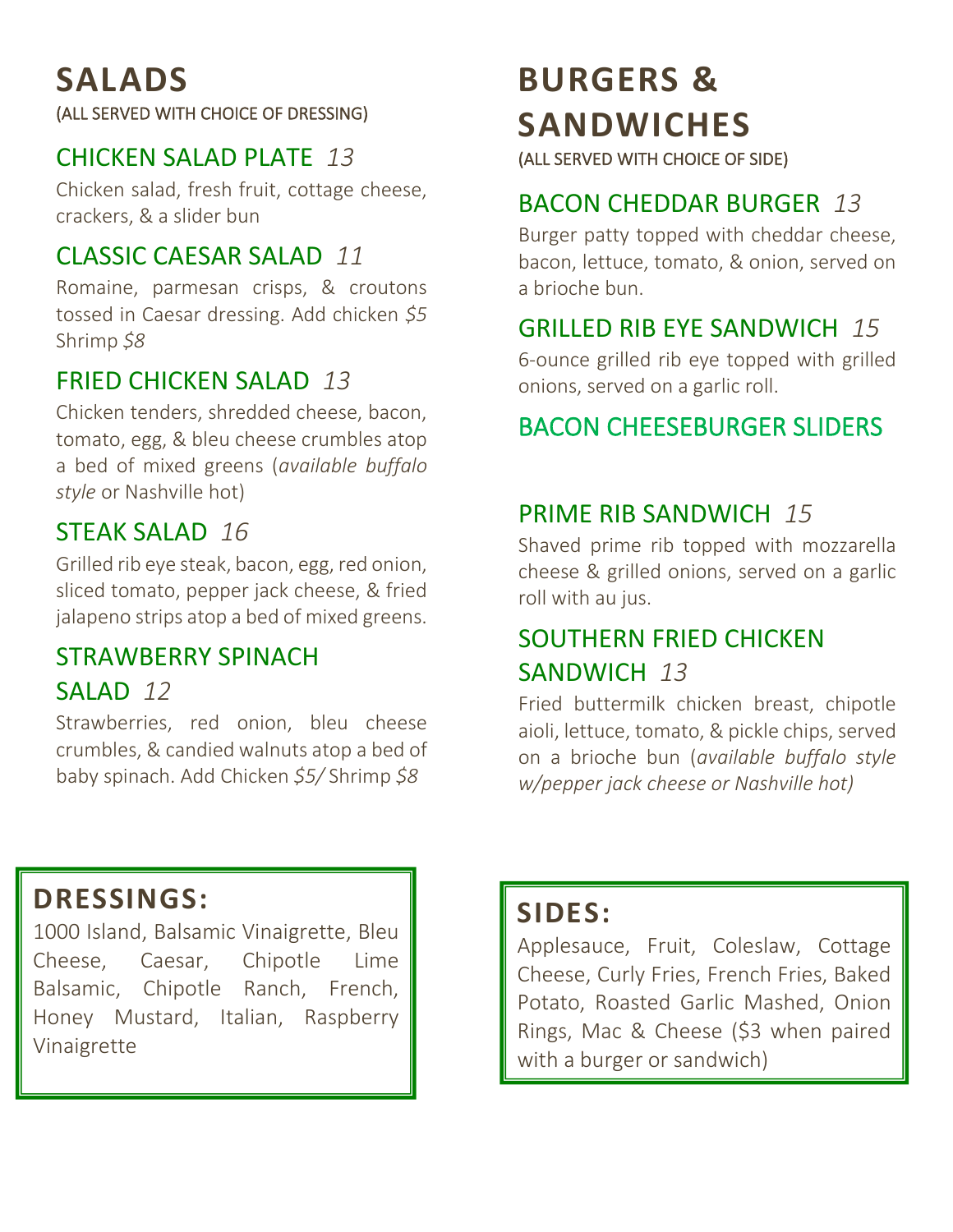# SALADS

(ALL SERVED WITH CHOICE OF DRESSING)

## CHICKEN SALAD PLATE *13*

Chicken salad, fresh fruit, cottage cheese, crackers, & a slider bun

## CLASSIC CAESAR SALAD *11*

Romaine, parmesan crisps, & croutons tossed in Caesar dressing. Add chicken *$5* Shrimp *$8*

## FRIED CHICKEN SALAD *13*

Chicken tenders, shredded cheese, bacon, tomato, egg, & bleu cheese crumbles atop a bed of mixed greens (*available buffalo style* or Nashville hot)

## STEAK SALAD *16*

Grilled rib eye steak, bacon, egg, red onion, sliced tomato, pepper jack cheese, & fried jalapeno strips atop a bed of mixed greens.

## STRAWBERRY SPINACH SALAD *12*

Strawberries, red onion, bleu cheese crumbles, & candied walnuts atop a bed of baby spinach. Add Chicken *$5/* Shrimp *$8*

# BURGERS & SANDWICHES

(ALL SERVED WITH CHOICE OF SIDE)

## BACON CHEDDAR BURGER *13*

Burger patty topped with cheddar cheese, bacon, lettuce, tomato, & onion, served on a brioche bun.

## GRILLED RIB EYE SANDWICH *15*

6-ounce grilled rib eye topped with grilled onions, served on a garlic roll.

## BACON CHEESEBURGER SLIDERS

## PRIME RIB SANDWICH *15*

Shaved prime rib topped with mozzarella cheese & grilled onions, served on a garlic roll with au jus.

## SOUTHERN FRIED CHICKEN SANDWICH *13*

Fried buttermilk chicken breast, chipotle aioli, lettuce, tomato, & pickle chips, served on a brioche bun (*available buffalo style w/pepper jack cheese or Nashville hot)*

## DRESSINGS:

1000 Island, Balsamic Vinaigrette, Bleu Cheese, Caesar, Chipotle Lime Balsamic, Chipotle Ranch, French, Honey Mustard, Italian, Raspberry Vinaigrette

## SIDES:

Applesauce, Fruit, Coleslaw, Cottage Cheese, Curly Fries, French Fries, Baked Potato, Roasted Garlic Mashed, Onion Rings, Mac & Cheese ($3 when paired with a burger or sandwich)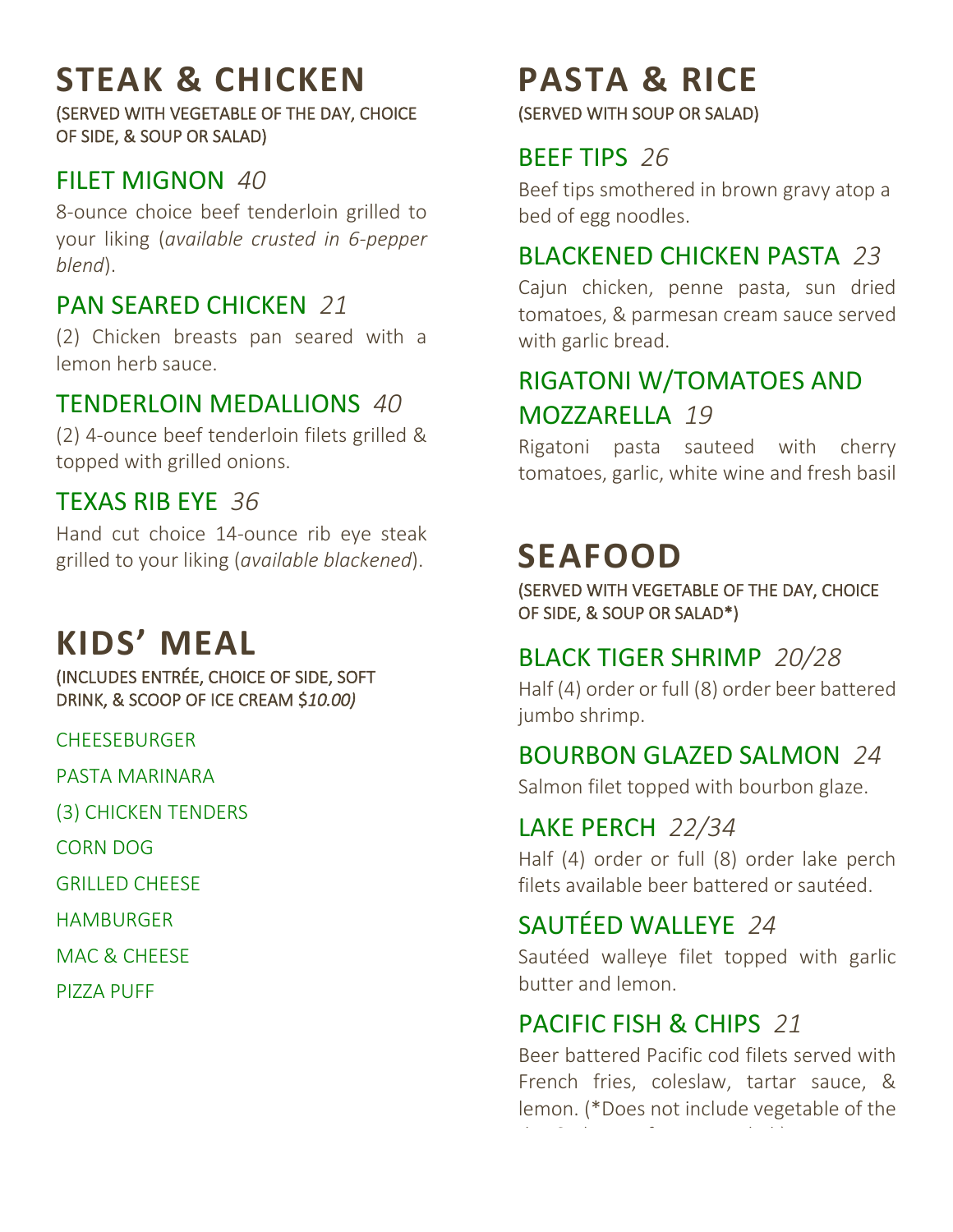# STEAK & CHICKEN

(SERVED WITH VEGETABLE OF THE DAY, CHOICE OF SIDE, & SOUP OR SALAD)

## FILET MIGNON *40*

8-ounce choice beef tenderloin grilled to your liking (*available crusted in 6-pepper blend*).

## PAN SEARED CHICKEN *21*

(2) Chicken breasts pan seared with a lemon herb sauce.

## TENDERLOIN MEDALLIONS *40*

(2) 4-ounce beef tenderloin filets grilled & topped with grilled onions.

## TEXAS RIB EYE *36*

Hand cut choice 14-ounce rib eye steak grilled to your liking (*available blackened*).

# KIDS' MEAL

(INCLUDES ENTRÉE, CHOICE OF SIDE, SOFT DRINK, & SCOOP OF ICE CREAM $*10.00)*

CHEESEBURGER

PASTA MARINARA

(3) CHICKEN TENDERS

CORN DOG

GRILLED CHEESE

HAMBURGER

MAC & CHEESE

PIZZA PUFF

# PASTA & RICE

(SERVED WITH SOUP OR SALAD)

## BEEF TIPS *26*

Beef tips smothered in brown gravy atop a bed of egg noodles.

## BLACKENED CHICKEN PASTA *23*

Cajun chicken, penne pasta, sun dried tomatoes, & parmesan cream sauce served with garlic bread.

## RIGATONI W/TOMATOES AND MOZZARELLA *19*

Rigatoni pasta sauteed with cherry tomatoes, garlic, white wine and fresh basil

# SEAFOOD

(SERVED WITH VEGETABLE OF THE DAY, CHOICE OF SIDE, & SOUP OR SALAD*)

## BLACK TIGER SHRIMP *20/28*

Half (4) order or full (8) order beer battered jumbo shrimp.

## BOURBON GLAZED SALMON *24*

Salmon filet topped with bourbon glaze.

## LAKE PERCH *22/34*

Half (4) order or full (8) order lake perch filets available beer battered or sautéed.

## SAUTÉED WALLEYE *24*

Sautéed walleye filet topped with garlic butter and lemon.

## PACIFIC FISH & CHIPS *21*

Beer battered Pacific cod filets served with French fries, coleslaw, tartar sauce, & lemon. (*Does not include vegetable of the